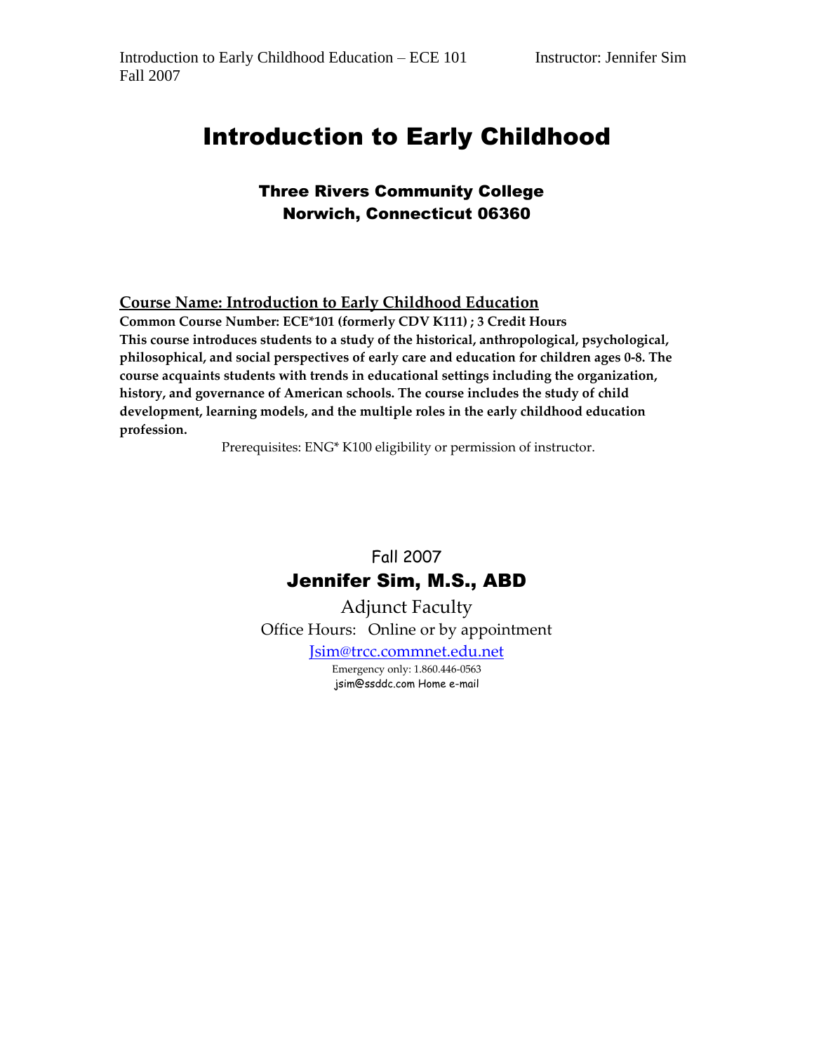# Introduction to Early Childhood

## Three Rivers Community College
## Norwich, Connecticut 06360

**Course Name: Introduction to Early Childhood Education**

**Common Course Number: ECE*101 (formerly CDV K111) ; 3 Credit Hours**

**This course introduces students to a study of the historical, anthropological, psychological, philosophical, and social perspectives of early care and education for children ages 0-8. The course acquaints students with trends in educational settings including the organization, history, and governance of American schools. The course includes the study of child development, learning models, and the multiple roles in the early childhood education profession.**

Prerequisites: ENG* K100 eligibility or permission of instructor.

Fall 2007

## Jennifer Sim, M.S., ABD

Adjunct Faculty

Office Hours: Online or by appointment

Jsim@trcc.commnet.edu.net

Emergency only: 1.860.446-0563

jsim@ssddc.com Home e-mail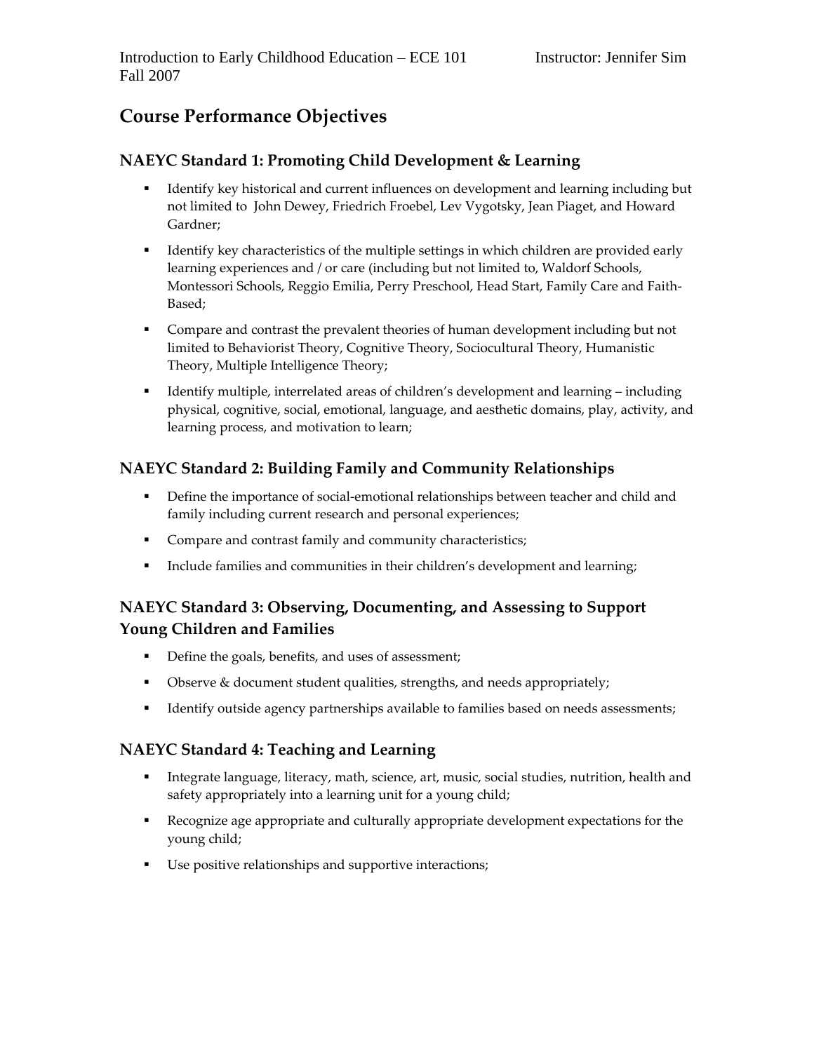## Course Performance Objectives

### NAEYC Standard 1: Promoting Child Development & Learning

- Identify key historical and current influences on development and learning including but not limited to John Dewey, Friedrich Froebel, Lev Vygotsky, Jean Piaget, and Howard Gardner;
- Identify key characteristics of the multiple settings in which children are provided early learning experiences and / or care (including but not limited to, Waldorf Schools, Montessori Schools, Reggio Emilia, Perry Preschool, Head Start, Family Care and Faith-Based;
- Compare and contrast the prevalent theories of human development including but not limited to Behaviorist Theory, Cognitive Theory, Sociocultural Theory, Humanistic Theory, Multiple Intelligence Theory;
- Identify multiple, interrelated areas of children's development and learning – including physical, cognitive, social, emotional, language, and aesthetic domains, play, activity, and learning process, and motivation to learn;

### NAEYC Standard 2: Building Family and Community Relationships

- Define the importance of social-emotional relationships between teacher and child and family including current research and personal experiences;
- Compare and contrast family and community characteristics;
- Include families and communities in their children's development and learning;

### NAEYC Standard 3: Observing, Documenting, and Assessing to Support Young Children and Families

- Define the goals, benefits, and uses of assessment;
- Observe & document student qualities, strengths, and needs appropriately;
- Identify outside agency partnerships available to families based on needs assessments;

### NAEYC Standard 4: Teaching and Learning

- Integrate language, literacy, math, science, art, music, social studies, nutrition, health and safety appropriately into a learning unit for a young child;
- Recognize age appropriate and culturally appropriate development expectations for the young child;
- Use positive relationships and supportive interactions;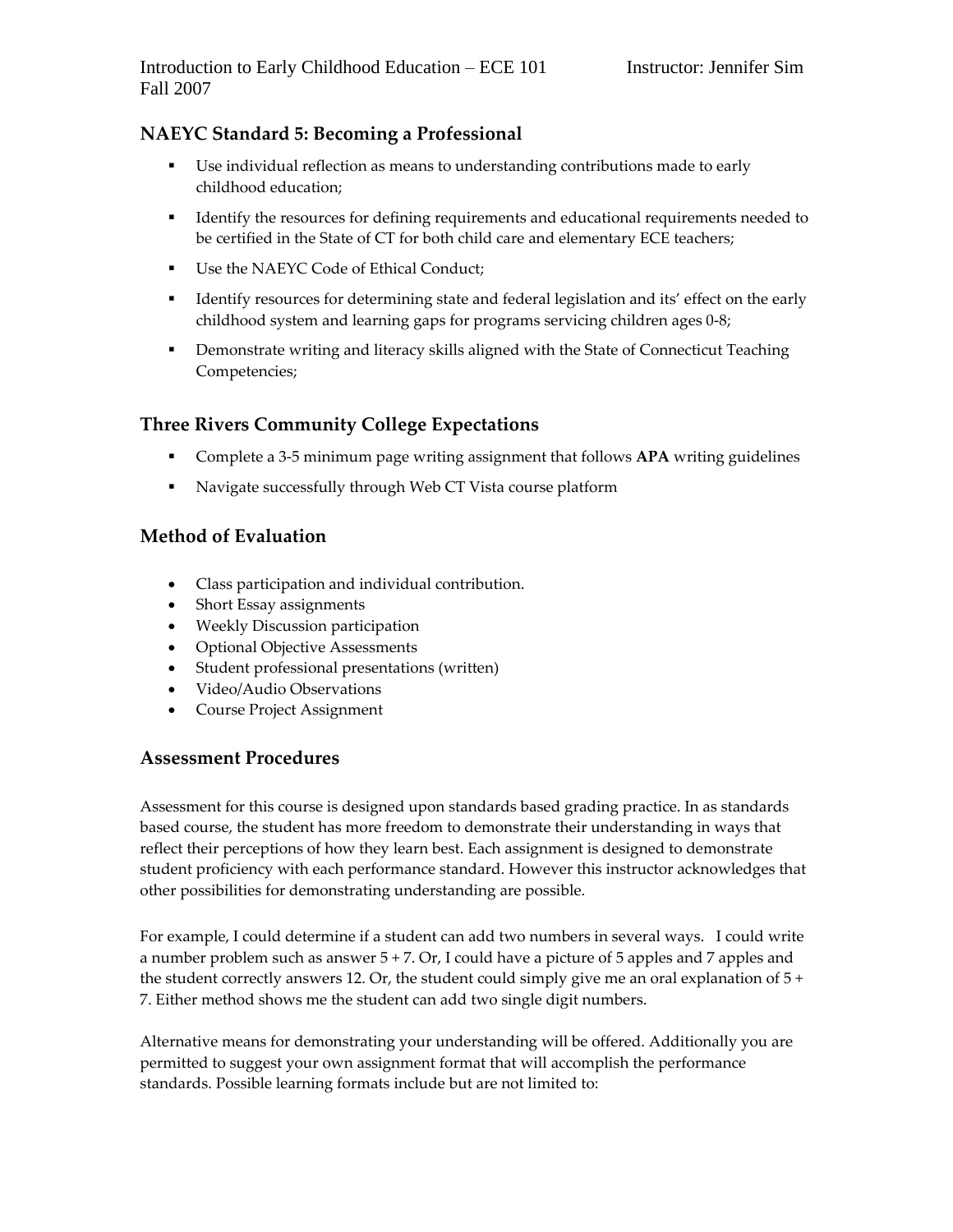## NAEYC Standard 5: Becoming a Professional

- Use individual reflection as means to understanding contributions made to early childhood education;
- Identify the resources for defining requirements and educational requirements needed to be certified in the State of CT for both child care and elementary ECE teachers;
- Use the NAEYC Code of Ethical Conduct;
- Identify resources for determining state and federal legislation and its' effect on the early childhood system and learning gaps for programs servicing children ages 0-8;
- Demonstrate writing and literacy skills aligned with the State of Connecticut Teaching Competencies;

## Three Rivers Community College Expectations

- Complete a 3-5 minimum page writing assignment that follows **APA** writing guidelines
- Navigate successfully through Web CT Vista course platform

## Method of Evaluation

- Class participation and individual contribution.
- Short Essay assignments
- Weekly Discussion participation
- Optional Objective Assessments
- Student professional presentations (written)
- Video/Audio Observations
- Course Project Assignment

## Assessment Procedures

Assessment for this course is designed upon standards based grading practice. In as standards based course, the student has more freedom to demonstrate their understanding in ways that reflect their perceptions of how they learn best. Each assignment is designed to demonstrate student proficiency with each performance standard. However this instructor acknowledges that other possibilities for demonstrating understanding are possible.

For example, I could determine if a student can add two numbers in several ways. I could write a number problem such as answer 5 + 7. Or, I could have a picture of 5 apples and 7 apples and the student correctly answers 12. Or, the student could simply give me an oral explanation of 5 + 7. Either method shows me the student can add two single digit numbers.

Alternative means for demonstrating your understanding will be offered. Additionally you are permitted to suggest your own assignment format that will accomplish the performance standards. Possible learning formats include but are not limited to: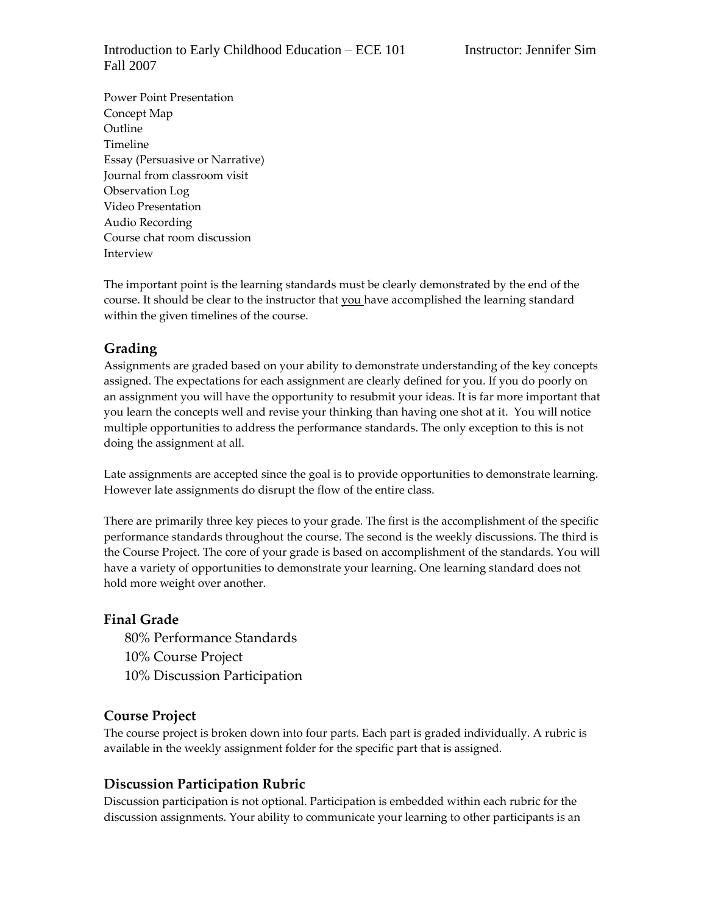Power Point Presentation
Concept Map
Outline
Timeline
Essay (Persuasive or Narrative)
Journal from classroom visit
Observation Log
Video Presentation
Audio Recording
Course chat room discussion
Interview

The important point is the learning standards must be clearly demonstrated by the end of the course. It should be clear to the instructor that you have accomplished the learning standard within the given timelines of the course.

## Grading

Assignments are graded based on your ability to demonstrate understanding of the key concepts assigned. The expectations for each assignment are clearly defined for you. If you do poorly on an assignment you will have the opportunity to resubmit your ideas. It is far more important that you learn the concepts well and revise your thinking than having one shot at it. You will notice multiple opportunities to address the performance standards. The only exception to this is not doing the assignment at all.

Late assignments are accepted since the goal is to provide opportunities to demonstrate learning. However late assignments do disrupt the flow of the entire class.

There are primarily three key pieces to your grade. The first is the accomplishment of the specific performance standards throughout the course. The second is the weekly discussions. The third is the Course Project. The core of your grade is based on accomplishment of the standards. You will have a variety of opportunities to demonstrate your learning. One learning standard does not hold more weight over another.

## Final Grade

80% Performance Standards
10% Course Project
10% Discussion Participation

## Course Project

The course project is broken down into four parts. Each part is graded individually. A rubric is available in the weekly assignment folder for the specific part that is assigned.

## Discussion Participation Rubric

Discussion participation is not optional. Participation is embedded within each rubric for the discussion assignments. Your ability to communicate your learning to other participants is an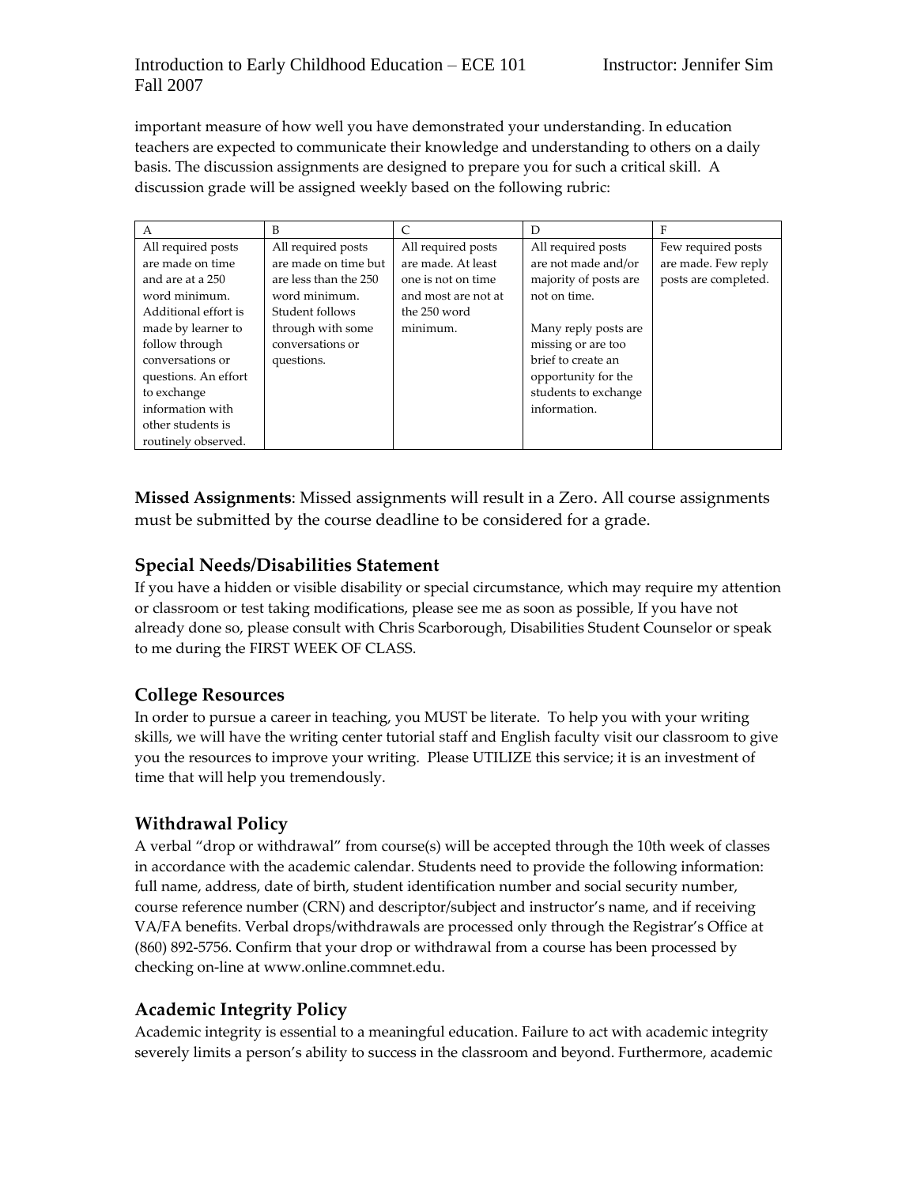important measure of how well you have demonstrated your understanding. In education teachers are expected to communicate their knowledge and understanding to others on a daily basis. The discussion assignments are designed to prepare you for such a critical skill. A discussion grade will be assigned weekly based on the following rubric:

| A | B | C | D | F |
|---|---|---|---|---|
| All required posts are made on time and are at a 250 word minimum. Additional effort is made by learner to follow through conversations or questions. An effort to exchange information with other students is routinely observed. | All required posts are made on time but are less than the 250 word minimum. Student follows through with some conversations or questions. | All required posts are made. At least one is not on time and most are not at the 250 word minimum. | All required posts are not made and/or majority of posts are not on time.<br><br>Many reply posts are missing or are too brief to create an opportunity for the students to exchange information. | Few required posts are made. Few reply posts are completed. |

**Missed Assignments**: Missed assignments will result in a Zero. All course assignments must be submitted by the course deadline to be considered for a grade.

## Special Needs/Disabilities Statement

If you have a hidden or visible disability or special circumstance, which may require my attention or classroom or test taking modifications, please see me as soon as possible, If you have not already done so, please consult with Chris Scarborough, Disabilities Student Counselor or speak to me during the FIRST WEEK OF CLASS.

## College Resources

In order to pursue a career in teaching, you MUST be literate. To help you with your writing skills, we will have the writing center tutorial staff and English faculty visit our classroom to give you the resources to improve your writing. Please UTILIZE this service; it is an investment of time that will help you tremendously.

## Withdrawal Policy

A verbal "drop or withdrawal" from course(s) will be accepted through the 10th week of classes in accordance with the academic calendar. Students need to provide the following information: full name, address, date of birth, student identification number and social security number, course reference number (CRN) and descriptor/subject and instructor's name, and if receiving VA/FA benefits. Verbal drops/withdrawals are processed only through the Registrar's Office at (860) 892-5756. Confirm that your drop or withdrawal from a course has been processed by checking on-line at www.online.commnet.edu.

## Academic Integrity Policy

Academic integrity is essential to a meaningful education. Failure to act with academic integrity severely limits a person's ability to success in the classroom and beyond. Furthermore, academic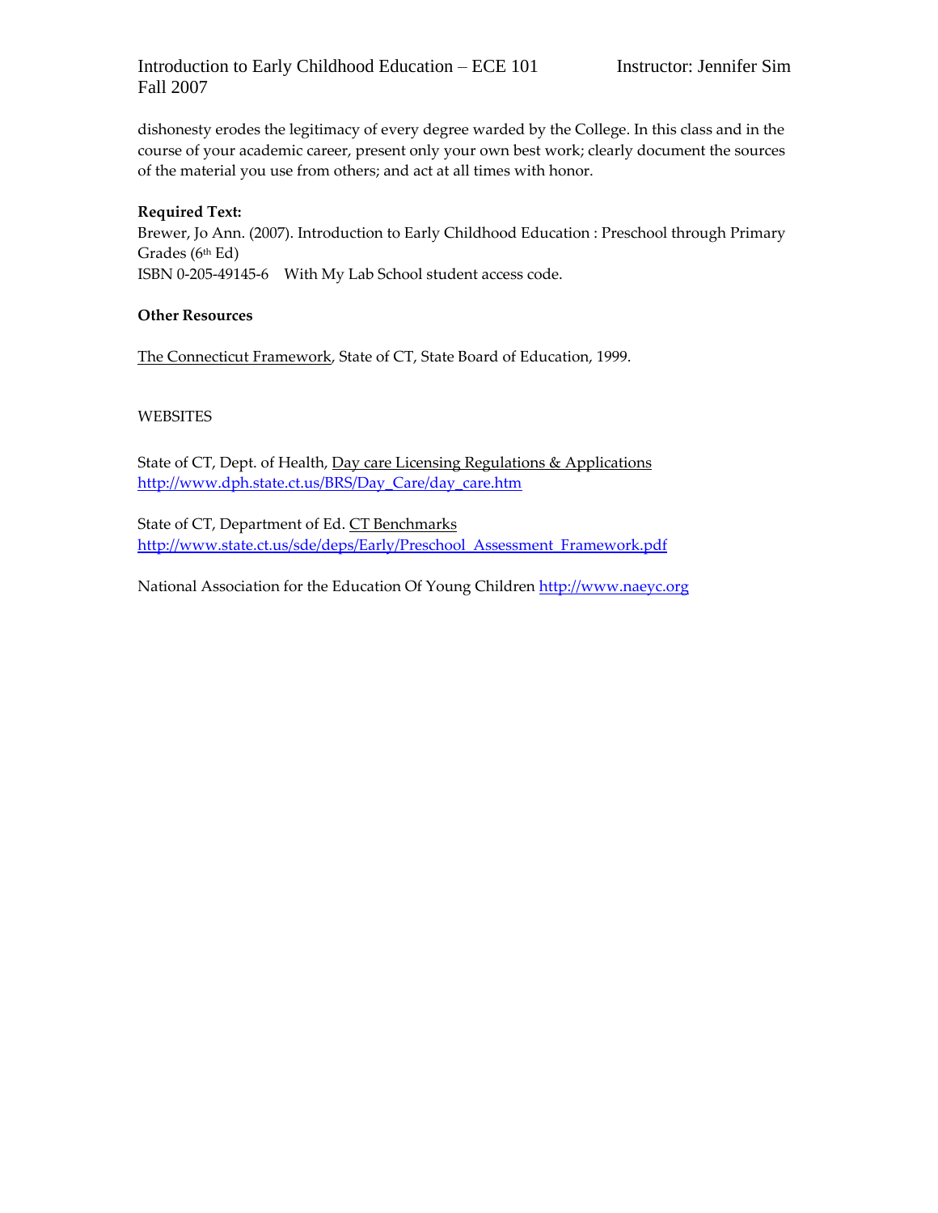dishonesty erodes the legitimacy of every degree warded by the College. In this class and in the course of your academic career, present only your own best work; clearly document the sources of the material you use from others; and act at all times with honor.

**Required Text:**

Brewer, Jo Ann. (2007). Introduction to Early Childhood Education : Preschool through Primary Grades (6th Ed)

ISBN 0-205-49145-6 With My Lab School student access code.

**Other Resources**

The Connecticut Framework, State of CT, State Board of Education, 1999.

WEBSITES

State of CT, Dept. of Health, Day care Licensing Regulations & Applications
http://www.dph.state.ct.us/BRS/Day_Care/day_care.htm

State of CT, Department of Ed. CT Benchmarks
http://www.state.ct.us/sde/deps/Early/Preschool_Assessment_Framework.pdf

National Association for the Education Of Young Children http://www.naeyc.org